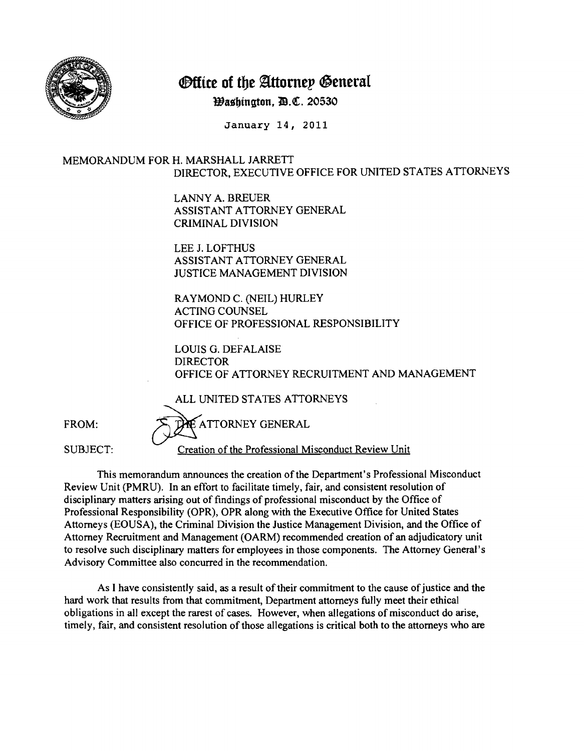# Office of the Attorney General

**Washington, D.C. 20530**

January 14, 2011

MEMORANDUM FOR H. MARSHALL JARRETT
DIRECTOR, EXECUTIVE OFFICE FOR UNITED STATES ATTORNEYS

LANNY A. BREUER
ASSISTANT ATTORNEY GENERAL
CRIMINAL DIVISION

LEE J. LOFTHUS
ASSISTANT ATTORNEY GENERAL
JUSTICE MANAGEMENT DIVISION

RAYMOND C. (NEIL) HURLEY
ACTING COUNSEL
OFFICE OF PROFESSIONAL RESPONSIBILITY

LOUIS G. DEFALAISE
DIRECTOR
OFFICE OF ATTORNEY RECRUITMENT AND MANAGEMENT

ALL UNITED STATES ATTORNEYS

FROM: THE ATTORNEY GENERAL

SUBJECT: Creation of the Professional Misconduct Review Unit

This memorandum announces the creation of the Department's Professional Misconduct Review Unit (PMRU). In an effort to facilitate timely, fair, and consistent resolution of disciplinary matters arising out of findings of professional misconduct by the Office of Professional Responsibility (OPR), OPR along with the Executive Office for United States Attorneys (EOUSA), the Criminal Division the Justice Management Division, and the Office of Attorney Recruitment and Management (OARM) recommended creation of an adjudicatory unit to resolve such disciplinary matters for employees in those components. The Attorney General's Advisory Committee also concurred in the recommendation.

As I have consistently said, as a result of their commitment to the cause of justice and the hard work that results from that commitment, Department attorneys fully meet their ethical obligations in all except the rarest of cases. However, when allegations of misconduct do arise, timely, fair, and consistent resolution of those allegations is critical both to the attorneys who are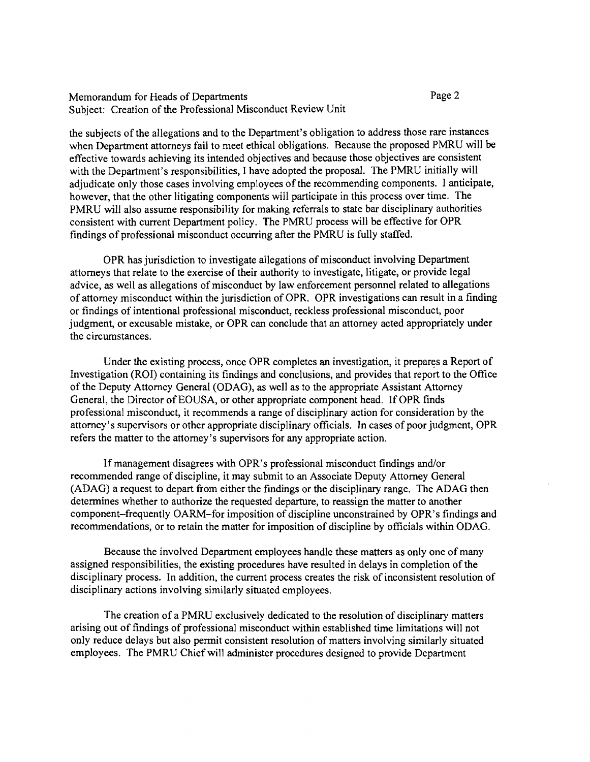the subjects of the allegations and to the Department's obligation to address those rare instances when Department attorneys fail to meet ethical obligations. Because the proposed PMRU will be effective towards achieving its intended objectives and because those objectives are consistent with the Department's responsibilities, I have adopted the proposal. The PMRU initially will adjudicate only those cases involving employees of the recommending components. I anticipate, however, that the other litigating components will participate in this process over time. The PMRU will also assume responsibility for making referrals to state bar disciplinary authorities consistent with current Department policy. The PMRU process will be effective for OPR findings of professional misconduct occurring after the PMRU is fully staffed.

OPR has jurisdiction to investigate allegations of misconduct involving Department attorneys that relate to the exercise of their authority to investigate, litigate, or provide legal advice, as well as allegations of misconduct by law enforcement personnel related to allegations of attorney misconduct within the jurisdiction of OPR. OPR investigations can result in a finding or findings of intentional professional misconduct, reckless professional misconduct, poor judgment, or excusable mistake, or OPR can conclude that an attorney acted appropriately under the circumstances.

Under the existing process, once OPR completes an investigation, it prepares a Report of Investigation (ROI) containing its findings and conclusions, and provides that report to the Office of the Deputy Attorney General (ODAG), as well as to the appropriate Assistant Attorney General, the Director of EOUSA, or other appropriate component head. If OPR finds professional misconduct, it recommends a range of disciplinary action for consideration by the attorney's supervisors or other appropriate disciplinary officials. In cases of poor judgment, OPR refers the matter to the attorney's supervisors for any appropriate action.

If management disagrees with OPR's professional misconduct findings and/or recommended range of discipline, it may submit to an Associate Deputy Attorney General (ADAG) a request to depart from either the findings or the disciplinary range. The ADAG then determines whether to authorize the requested departure, to reassign the matter to another component–frequently OARM–for imposition of discipline unconstrained by OPR's findings and recommendations, or to retain the matter for imposition of discipline by officials within ODAG.

Because the involved Department employees handle these matters as only one of many assigned responsibilities, the existing procedures have resulted in delays in completion of the disciplinary process. In addition, the current process creates the risk of inconsistent resolution of disciplinary actions involving similarly situated employees.

The creation of a PMRU exclusively dedicated to the resolution of disciplinary matters arising out of findings of professional misconduct within established time limitations will not only reduce delays but also permit consistent resolution of matters involving similarly situated employees. The PMRU Chief will administer procedures designed to provide Department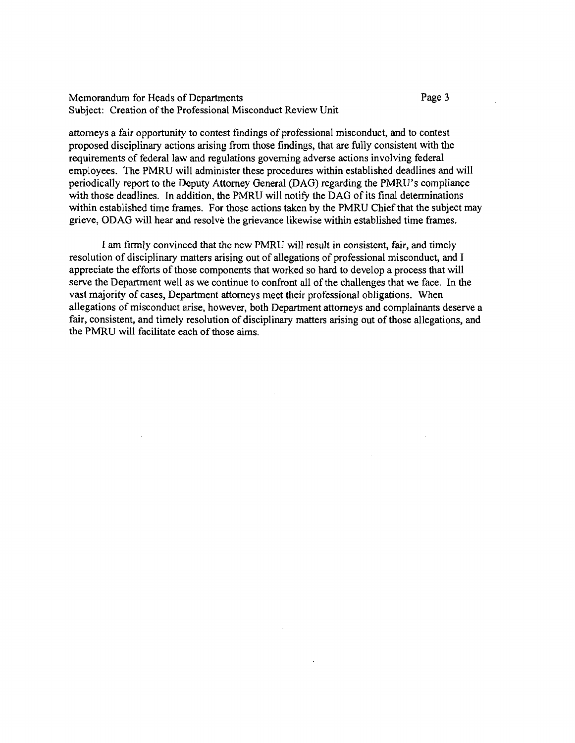attorneys a fair opportunity to contest findings of professional misconduct, and to contest proposed disciplinary actions arising from those findings, that are fully consistent with the requirements of federal law and regulations governing adverse actions involving federal employees. The PMRU will administer these procedures within established deadlines and will periodically report to the Deputy Attorney General (DAG) regarding the PMRU's compliance with those deadlines. In addition, the PMRU will notify the DAG of its final determinations within established time frames. For those actions taken by the PMRU Chief that the subject may grieve, ODAG will hear and resolve the grievance likewise within established time frames.

I am firmly convinced that the new PMRU will result in consistent, fair, and timely resolution of disciplinary matters arising out of allegations of professional misconduct, and I appreciate the efforts of those components that worked so hard to develop a process that will serve the Department well as we continue to confront all of the challenges that we face. In the vast majority of cases, Department attorneys meet their professional obligations. When allegations of misconduct arise, however, both Department attorneys and complainants deserve a fair, consistent, and timely resolution of disciplinary matters arising out of those allegations, and the PMRU will facilitate each of those aims.